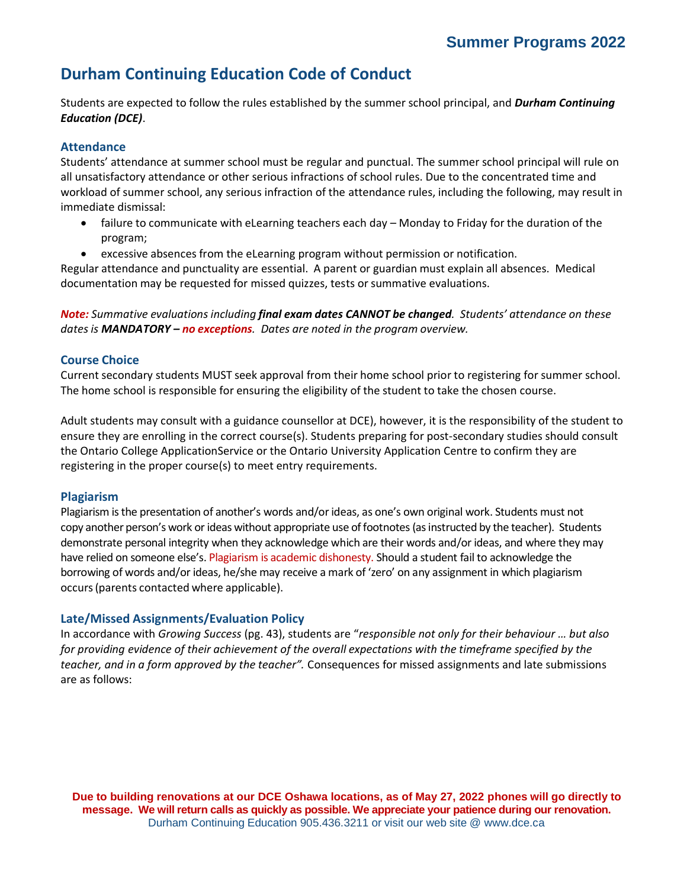# Durham Continuing Education Code of Conduct

Students are expected to follow the rules established by the summer school principal, and ***Durham Continuing Education (DCE)***.

## Attendance

Students' attendance at summer school must be regular and punctual. The summer school principal will rule on all unsatisfactory attendance or other serious infractions of school rules. Due to the concentrated time and workload of summer school, any serious infraction of the attendance rules, including the following, may result in immediate dismissal:

- failure to communicate with eLearning teachers each day – Monday to Friday for the duration of the program;
- excessive absences from the eLearning program without permission or notification.

Regular attendance and punctuality are essential. A parent or guardian must explain all absences. Medical documentation may be requested for missed quizzes, tests or summative evaluations.

***Note:*** *Summative evaluations including **final exam dates CANNOT be changed**. Students' attendance on these dates is **MANDATORY – no exceptions**. Dates are noted in the program overview.*

## Course Choice

Current secondary students MUST seek approval from their home school prior to registering for summer school. The home school is responsible for ensuring the eligibility of the student to take the chosen course.

Adult students may consult with a guidance counsellor at DCE), however, it is the responsibility of the student to ensure they are enrolling in the correct course(s). Students preparing for post-secondary studies should consult the Ontario College ApplicationService or the Ontario University Application Centre to confirm they are registering in the proper course(s) to meet entry requirements.

## Plagiarism

Plagiarism is the presentation of another's words and/or ideas, as one's own original work. Students must not copy another person's work or ideas without appropriate use of footnotes (as instructed by the teacher). Students demonstrate personal integrity when they acknowledge which are their words and/or ideas, and where they may have relied on someone else's. Plagiarism is academic dishonesty. Should a student fail to acknowledge the borrowing of words and/or ideas, he/she may receive a mark of 'zero' on any assignment in which plagiarism occurs (parents contacted where applicable).

## Late/Missed Assignments/Evaluation Policy

In accordance with *Growing Success* (pg. 43), students are "*responsible not only for their behaviour … but also for providing evidence of their achievement of the overall expectations with the timeframe specified by the teacher, and in a form approved by the teacher".* Consequences for missed assignments and late submissions are as follows:

**Due to building renovations at our DCE Oshawa locations, as of May 27, 2022 phones will go directly to message. We will return calls as quickly as possible. We appreciate your patience during our renovation.**

Durham Continuing Education 905.436.3211 or visit our web site @ www.dce.ca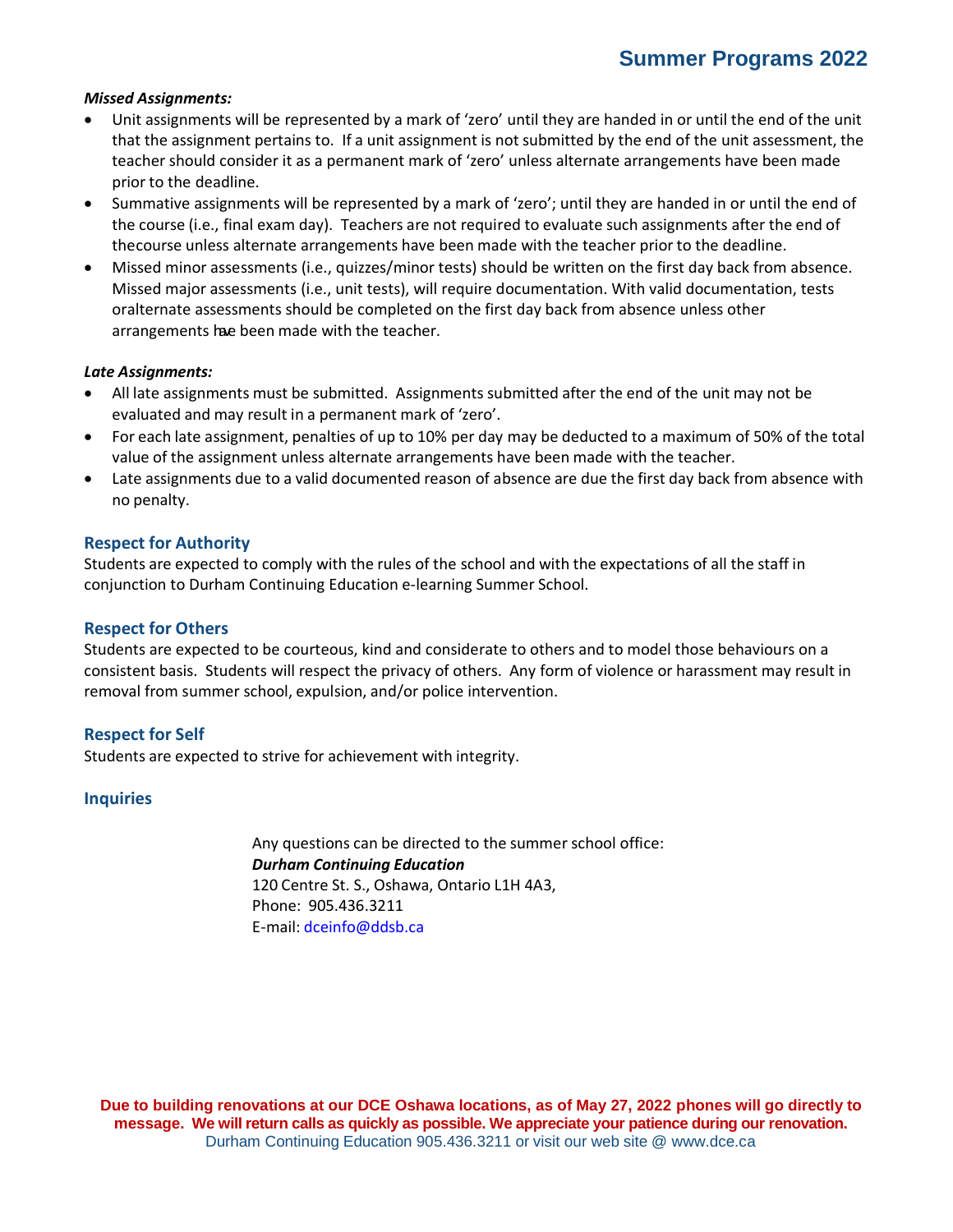***Missed Assignments:***

- Unit assignments will be represented by a mark of 'zero' until they are handed in or until the end of the unit that the assignment pertains to. If a unit assignment is not submitted by the end of the unit assessment, the teacher should consider it as a permanent mark of 'zero' unless alternate arrangements have been made prior to the deadline.
- Summative assignments will be represented by a mark of 'zero'; until they are handed in or until the end of the course (i.e., final exam day). Teachers are not required to evaluate such assignments after the end of thecourse unless alternate arrangements have been made with the teacher prior to the deadline.
- Missed minor assessments (i.e., quizzes/minor tests) should be written on the first day back from absence. Missed major assessments (i.e., unit tests), will require documentation. With valid documentation, tests oralternate assessments should be completed on the first day back from absence unless other arrangements have been made with the teacher.

***Late Assignments:***

- All late assignments must be submitted. Assignments submitted after the end of the unit may not be evaluated and may result in a permanent mark of 'zero'.
- For each late assignment, penalties of up to 10% per day may be deducted to a maximum of 50% of the total value of the assignment unless alternate arrangements have been made with the teacher.
- Late assignments due to a valid documented reason of absence are due the first day back from absence with no penalty.

## Respect for Authority

Students are expected to comply with the rules of the school and with the expectations of all the staff in conjunction to Durham Continuing Education e-learning Summer School.

## Respect for Others

Students are expected to be courteous, kind and considerate to others and to model those behaviours on a consistent basis. Students will respect the privacy of others. Any form of violence or harassment may result in removal from summer school, expulsion, and/or police intervention.

## Respect for Self

Students are expected to strive for achievement with integrity.

## Inquiries

Any questions can be directed to the summer school office:
***Durham Continuing Education***
120 Centre St. S., Oshawa, Ontario L1H 4A3,
Phone: 905.436.3211
E-mail: dceinfo@ddsb.ca

**Due to building renovations at our DCE Oshawa locations, as of May 27, 2022 phones will go directly to message. We will return calls as quickly as possible. We appreciate your patience during our renovation.**